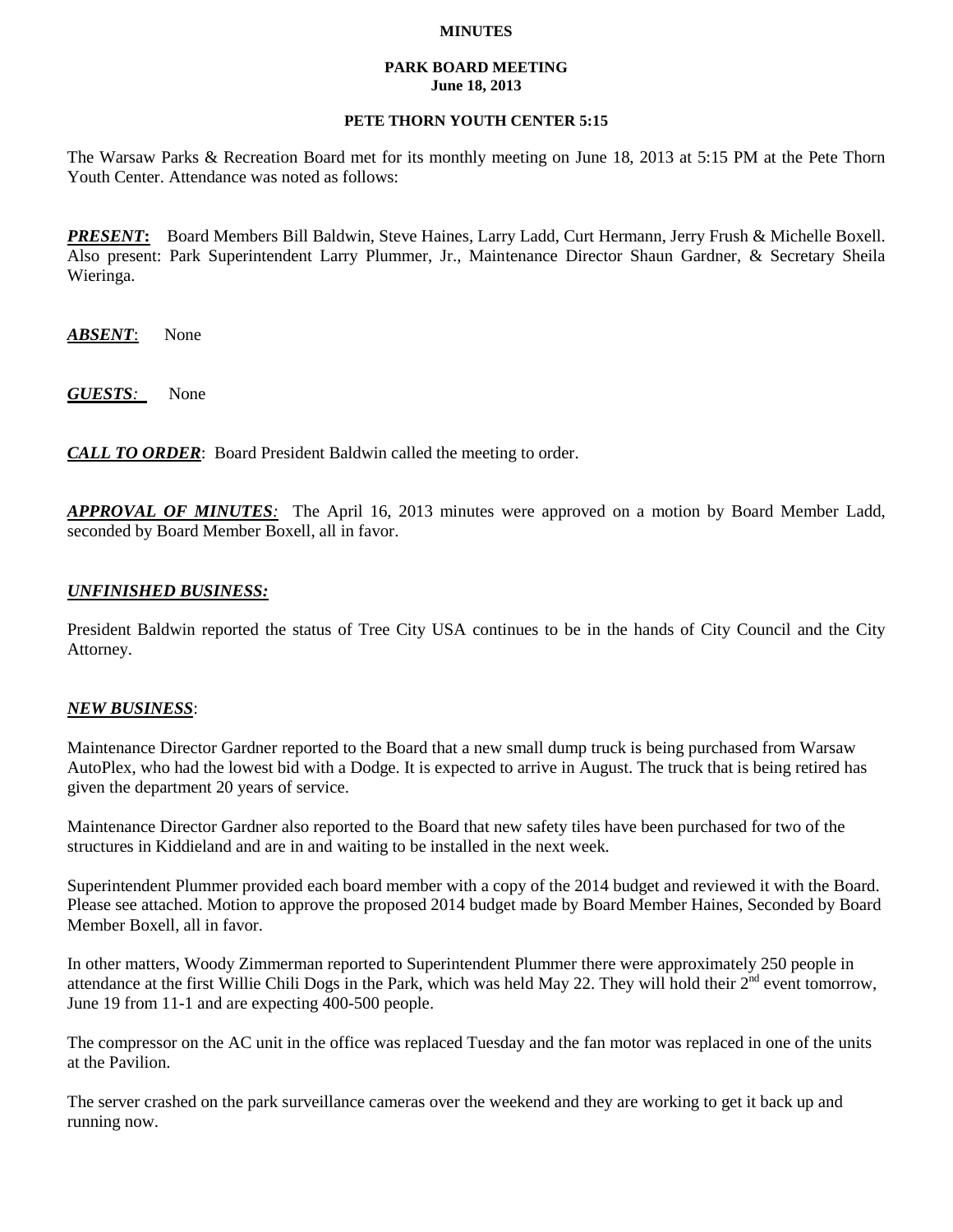**MINUTES**

**PARK BOARD MEETING**
**June 18, 2013**

**PETE THORN YOUTH CENTER 5:15**

The Warsaw Parks & Recreation Board met for its monthly meeting on June 18, 2013 at 5:15 PM at the Pete Thorn Youth Center. Attendance was noted as follows:

***PRESENT*:** Board Members Bill Baldwin, Steve Haines, Larry Ladd, Curt Hermann, Jerry Frush & Michelle Boxell. Also present: Park Superintendent Larry Plummer, Jr., Maintenance Director Shaun Gardner, & Secretary Sheila Wieringa.

***ABSENT*:** None

***GUESTS*:** None

***CALL TO ORDER*:** Board President Baldwin called the meeting to order.

***APPROVAL OF MINUTES*:** The April 16, 2013 minutes were approved on a motion by Board Member Ladd, seconded by Board Member Boxell, all in favor.

***UNFINISHED BUSINESS:***

President Baldwin reported the status of Tree City USA continues to be in the hands of City Council and the City Attorney.

***NEW BUSINESS*:**

Maintenance Director Gardner reported to the Board that a new small dump truck is being purchased from Warsaw AutoPlex, who had the lowest bid with a Dodge. It is expected to arrive in August. The truck that is being retired has given the department 20 years of service.

Maintenance Director Gardner also reported to the Board that new safety tiles have been purchased for two of the structures in Kiddieland and are in and waiting to be installed in the next week.

Superintendent Plummer provided each board member with a copy of the 2014 budget and reviewed it with the Board. Please see attached. Motion to approve the proposed 2014 budget made by Board Member Haines, Seconded by Board Member Boxell, all in favor.

In other matters, Woody Zimmerman reported to Superintendent Plummer there were approximately 250 people in attendance at the first Willie Chili Dogs in the Park, which was held May 22. They will hold their 2nd event tomorrow, June 19 from 11-1 and are expecting 400-500 people.

The compressor on the AC unit in the office was replaced Tuesday and the fan motor was replaced in one of the units at the Pavilion.

The server crashed on the park surveillance cameras over the weekend and they are working to get it back up and running now.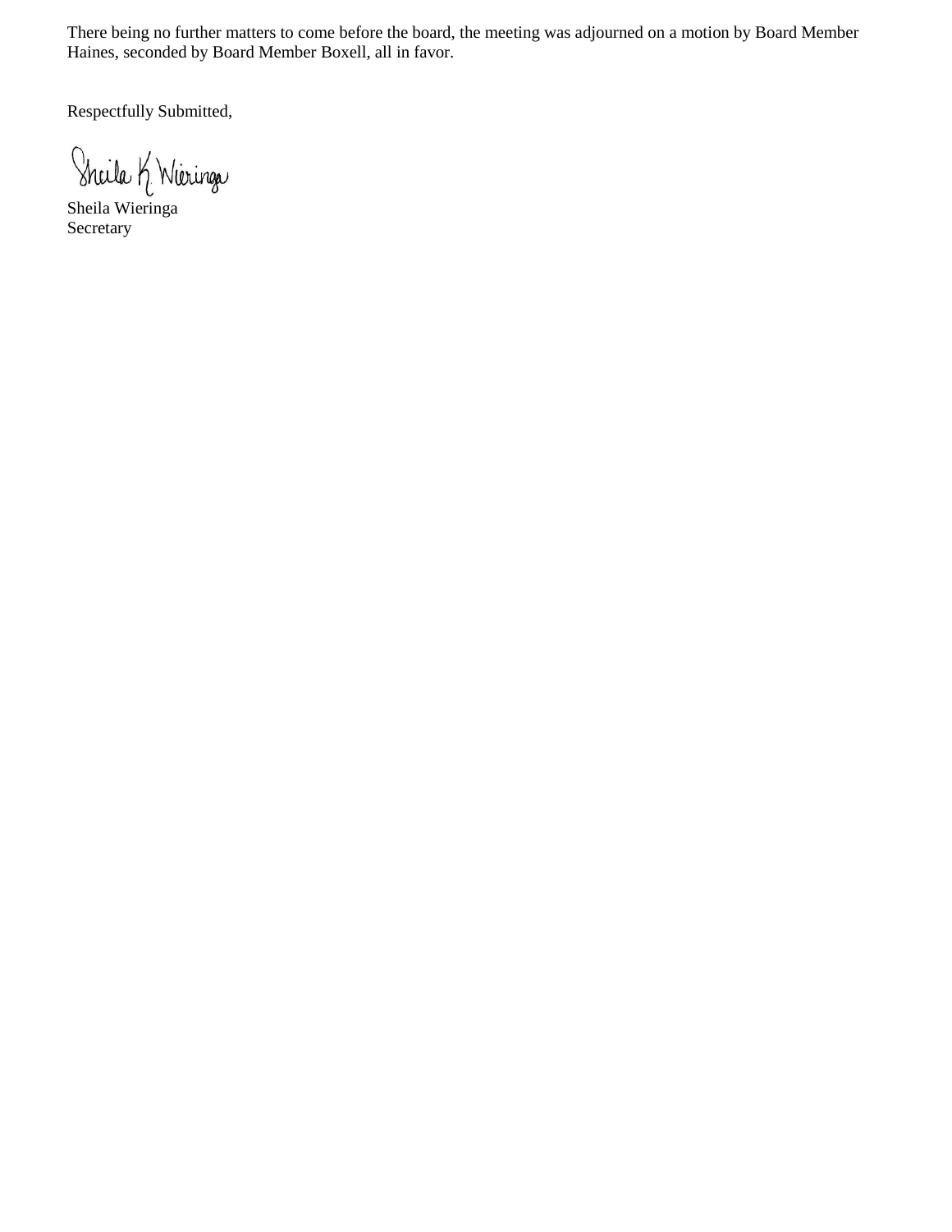There being no further matters to come before the board, the meeting was adjourned on a motion by Board Member Haines, seconded by Board Member Boxell, all in favor.

Respectfully Submitted,

Sheila K. Wieringa

Sheila Wieringa
Secretary